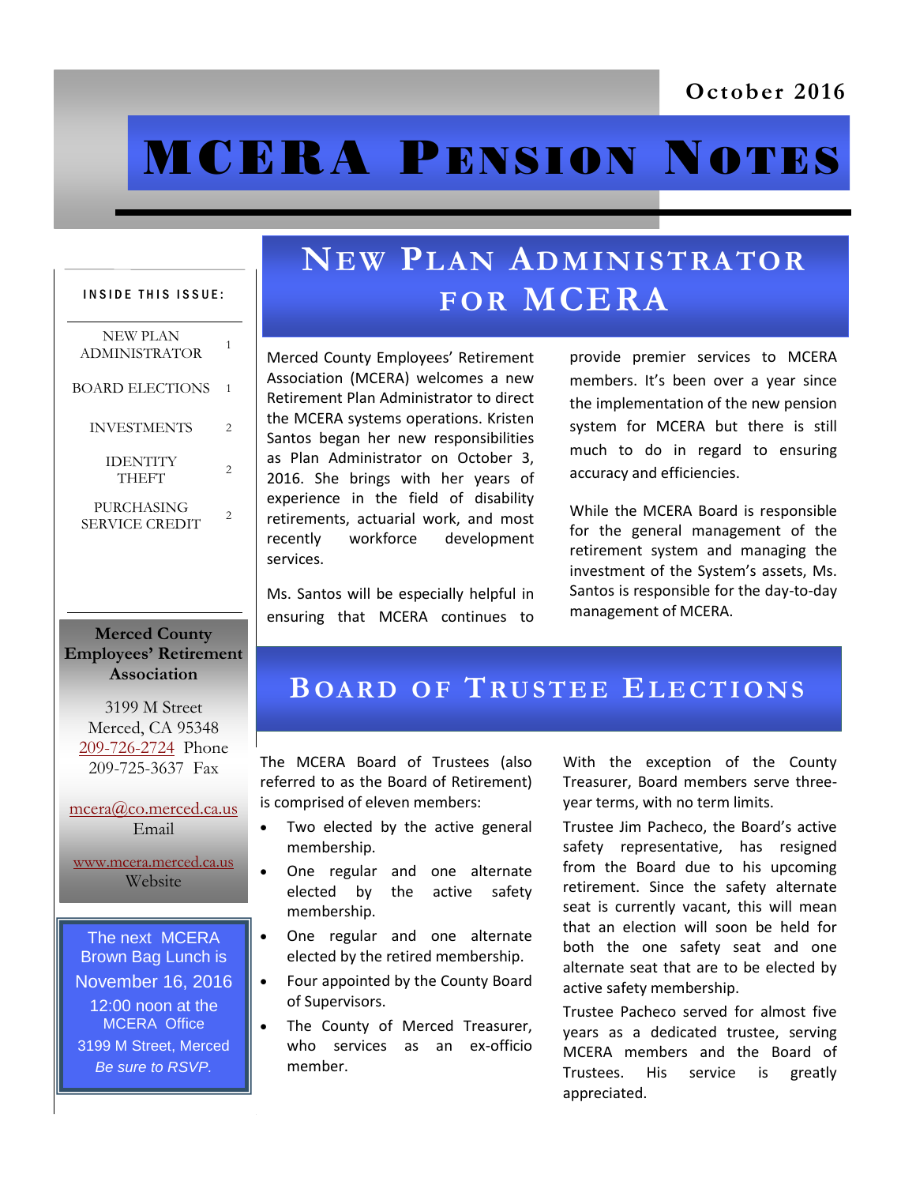October 2016

# MCERA Pension Notes

**INSIDE THIS ISSUE:**

| | |
|---|---|
| NEW PLAN ADMINISTRATOR | 1 |
| BOARD ELECTIONS | 1 |
| INVESTMENTS | 2 |
| IDENTITY THEFT | 2 |
| PURCHASING SERVICE CREDIT | 2 |

## New Plan Administrator for MCERA

Merced County Employees' Retirement Association (MCERA) welcomes a new Retirement Plan Administrator to direct the MCERA systems operations. Kristen Santos began her new responsibilities as Plan Administrator on October 3, 2016. She brings with her years of experience in the field of disability retirements, actuarial work, and most recently workforce development services.

Ms. Santos will be especially helpful in ensuring that MCERA continues to provide premier services to MCERA members. It's been over a year since the implementation of the new pension system for MCERA but there is still much to do in regard to ensuring accuracy and efficiencies.

While the MCERA Board is responsible for the general management of the retirement system and managing the investment of the System's assets, Ms. Santos is responsible for the day-to-day management of MCERA.

## Board of Trustee Elections

The MCERA Board of Trustees (also referred to as the Board of Retirement) is comprised of eleven members:

- Two elected by the active general membership.
- One regular and one alternate elected by the active safety membership.
- One regular and one alternate elected by the retired membership.
- Four appointed by the County Board of Supervisors.
- The County of Merced Treasurer, who services as an ex-officio member.

With the exception of the County Treasurer, Board members serve three-year terms, with no term limits.

Trustee Jim Pacheco, the Board's active safety representative, has resigned from the Board due to his upcoming retirement. Since the safety alternate seat is currently vacant, this will mean that an election will soon be held for both the one safety seat and one alternate seat that are to be elected by active safety membership.

Trustee Pacheco served for almost five years as a dedicated trustee, serving MCERA members and the Board of Trustees. His service is greatly appreciated.

**Merced County Employees' Retirement Association**

3199 M Street
Merced, CA 95348
209-726-2724 Phone
209-725-3637 Fax

mcera@co.merced.ca.us
Email

www.mcera.merced.ca.us
Website

The next MCERA Brown Bag Lunch is
November 16, 2016
12:00 noon at the MCERA Office
3199 M Street, Merced
*Be sure to RSVP.*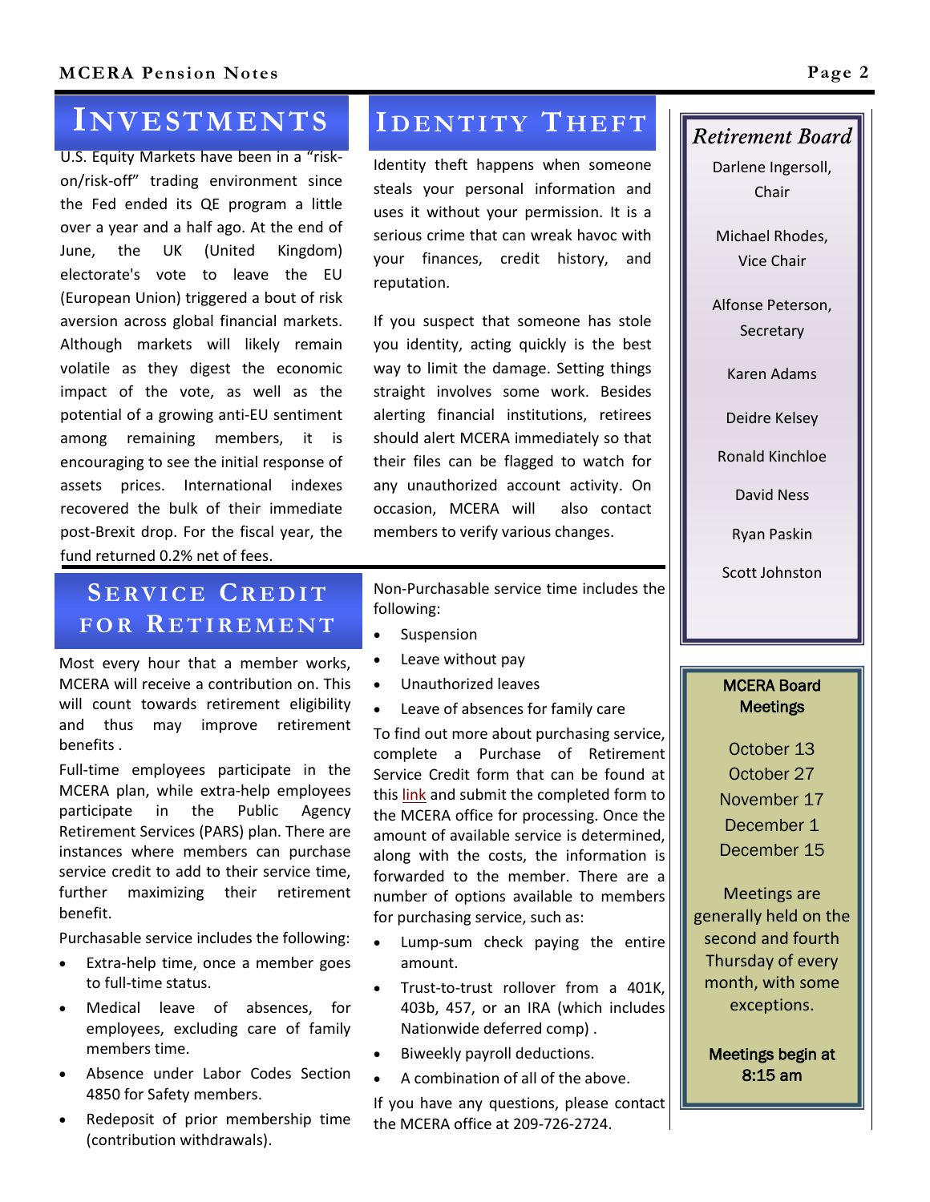## Investments

U.S. Equity Markets have been in a "risk-on/risk-off" trading environment since the Fed ended its QE program a little over a year and a half ago. At the end of June, the UK (United Kingdom) electorate's vote to leave the EU (European Union) triggered a bout of risk aversion across global financial markets. Although markets will likely remain volatile as they digest the economic impact of the vote, as well as the potential of a growing anti-EU sentiment among remaining members, it is encouraging to see the initial response of assets prices. International indexes recovered the bulk of their immediate post-Brexit drop. For the fiscal year, the fund returned 0.2% net of fees.

## Identity Theft

Identity theft happens when someone steals your personal information and uses it without your permission. It is a serious crime that can wreak havoc with your finances, credit history, and reputation.

If you suspect that someone has stole you identity, acting quickly is the best way to limit the damage. Setting things straight involves some work. Besides alerting financial institutions, retirees should alert MCERA immediately so that their files can be flagged to watch for any unauthorized account activity. On occasion, MCERA will also contact members to verify various changes.

## Service Credit for Retirement

Most every hour that a member works, MCERA will receive a contribution on. This will count towards retirement eligibility and thus may improve retirement benefits .

Full-time employees participate in the MCERA plan, while extra-help employees participate in the Public Agency Retirement Services (PARS) plan. There are instances where members can purchase service credit to add to their service time, further maximizing their retirement benefit.

Purchasable service includes the following:

- Extra-help time, once a member goes to full-time status.
- Medical leave of absences, for employees, excluding care of family members time.
- Absence under Labor Codes Section 4850 for Safety members.
- Redeposit of prior membership time (contribution withdrawals).

Non-Purchasable service time includes the following:

- Suspension
- Leave without pay
- Unauthorized leaves
- Leave of absences for family care

To find out more about purchasing service, complete a Purchase of Retirement Service Credit form that can be found at this link and submit the completed form to the MCERA office for processing. Once the amount of available service is determined, along with the costs, the information is forwarded to the member. There are a number of options available to members for purchasing service, such as:

- Lump-sum check paying the entire amount.
- Trust-to-trust rollover from a 401K, 403b, 457, or an IRA (which includes Nationwide deferred comp) .
- Biweekly payroll deductions.
- A combination of all of the above.

If you have any questions, please contact the MCERA office at 209-726-2724.

### *Retirement Board*

Darlene Ingersoll, Chair

Michael Rhodes, Vice Chair

Alfonse Peterson, Secretary

Karen Adams

Deidre Kelsey

Ronald Kinchloe

David Ness

Ryan Paskin

Scott Johnston

### MCERA Board Meetings

October 13
October 27
November 17
December 1
December 15

Meetings are generally held on the second and fourth Thursday of every month, with some exceptions.

**Meetings begin at 8:15 am**